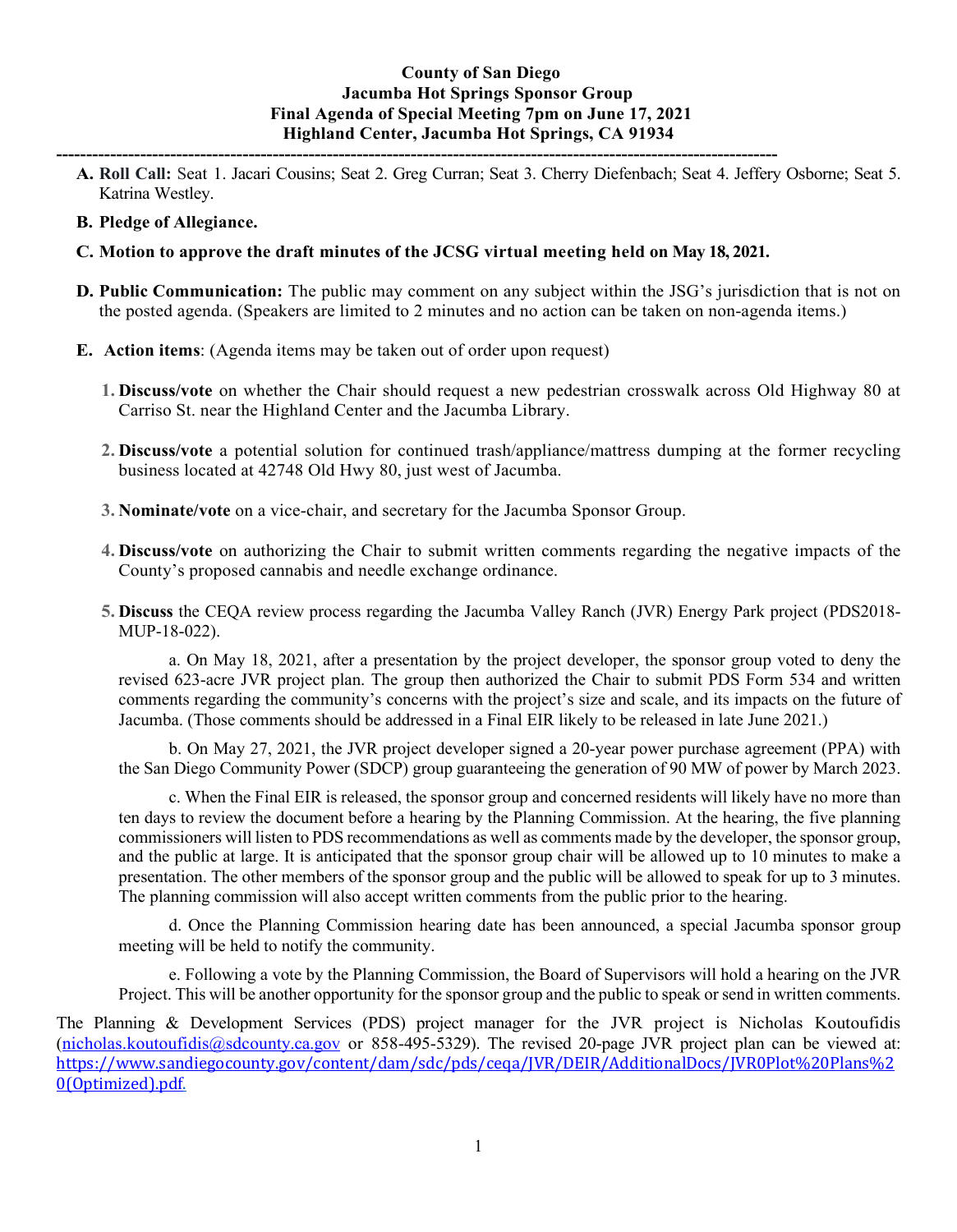**County of San Diego**
**Jacumba Hot Springs Sponsor Group**
**Final Agenda of Special Meeting 7pm on June 17, 2021**
**Highland Center, Jacumba Hot Springs, CA 91934**

---

**A. Roll Call:** Seat 1. Jacari Cousins; Seat 2. Greg Curran; Seat 3. Cherry Diefenbach; Seat 4. Jeffery Osborne; Seat 5. Katrina Westley.

**B. Pledge of Allegiance.**

**C. Motion to approve the draft minutes of the JCSG virtual meeting held on May 18, 2021.**

**D. Public Communication:** The public may comment on any subject within the JSG's jurisdiction that is not on the posted agenda. (Speakers are limited to 2 minutes and no action can be taken on non-agenda items.)

**E. Action items**: (Agenda items may be taken out of order upon request)

1. **Discuss/vote** on whether the Chair should request a new pedestrian crosswalk across Old Highway 80 at Carriso St. near the Highland Center and the Jacumba Library.

2. **Discuss/vote** a potential solution for continued trash/appliance/mattress dumping at the former recycling business located at 42748 Old Hwy 80, just west of Jacumba.

3. **Nominate/vote** on a vice-chair, and secretary for the Jacumba Sponsor Group.

4. **Discuss/vote** on authorizing the Chair to submit written comments regarding the negative impacts of the County's proposed cannabis and needle exchange ordinance.

5. **Discuss** the CEQA review process regarding the Jacumba Valley Ranch (JVR) Energy Park project (PDS2018-MUP-18-022).

   a. On May 18, 2021, after a presentation by the project developer, the sponsor group voted to deny the revised 623-acre JVR project plan. The group then authorized the Chair to submit PDS Form 534 and written comments regarding the community's concerns with the project's size and scale, and its impacts on the future of Jacumba. (Those comments should be addressed in a Final EIR likely to be released in late June 2021.)

   b. On May 27, 2021, the JVR project developer signed a 20-year power purchase agreement (PPA) with the San Diego Community Power (SDCP) group guaranteeing the generation of 90 MW of power by March 2023.

   c. When the Final EIR is released, the sponsor group and concerned residents will likely have no more than ten days to review the document before a hearing by the Planning Commission. At the hearing, the five planning commissioners will listen to PDS recommendations as well as comments made by the developer, the sponsor group, and the public at large. It is anticipated that the sponsor group chair will be allowed up to 10 minutes to make a presentation. The other members of the sponsor group and the public will be allowed to speak for up to 3 minutes. The planning commission will also accept written comments from the public prior to the hearing.

   d. Once the Planning Commission hearing date has been announced, a special Jacumba sponsor group meeting will be held to notify the community.

   e. Following a vote by the Planning Commission, the Board of Supervisors will hold a hearing on the JVR Project. This will be another opportunity for the sponsor group and the public to speak or send in written comments.

The Planning & Development Services (PDS) project manager for the JVR project is Nicholas Koutoufidis (nicholas.koutoufidis@sdcounty.ca.gov or 858-495-5329). The revised 20-page JVR project plan can be viewed at: https://www.sandiegocounty.gov/content/dam/sdc/pds/ceqa/JVR/DEIR/AdditionalDocs/JVR0Plot%20Plans%20(Optimized).pdf.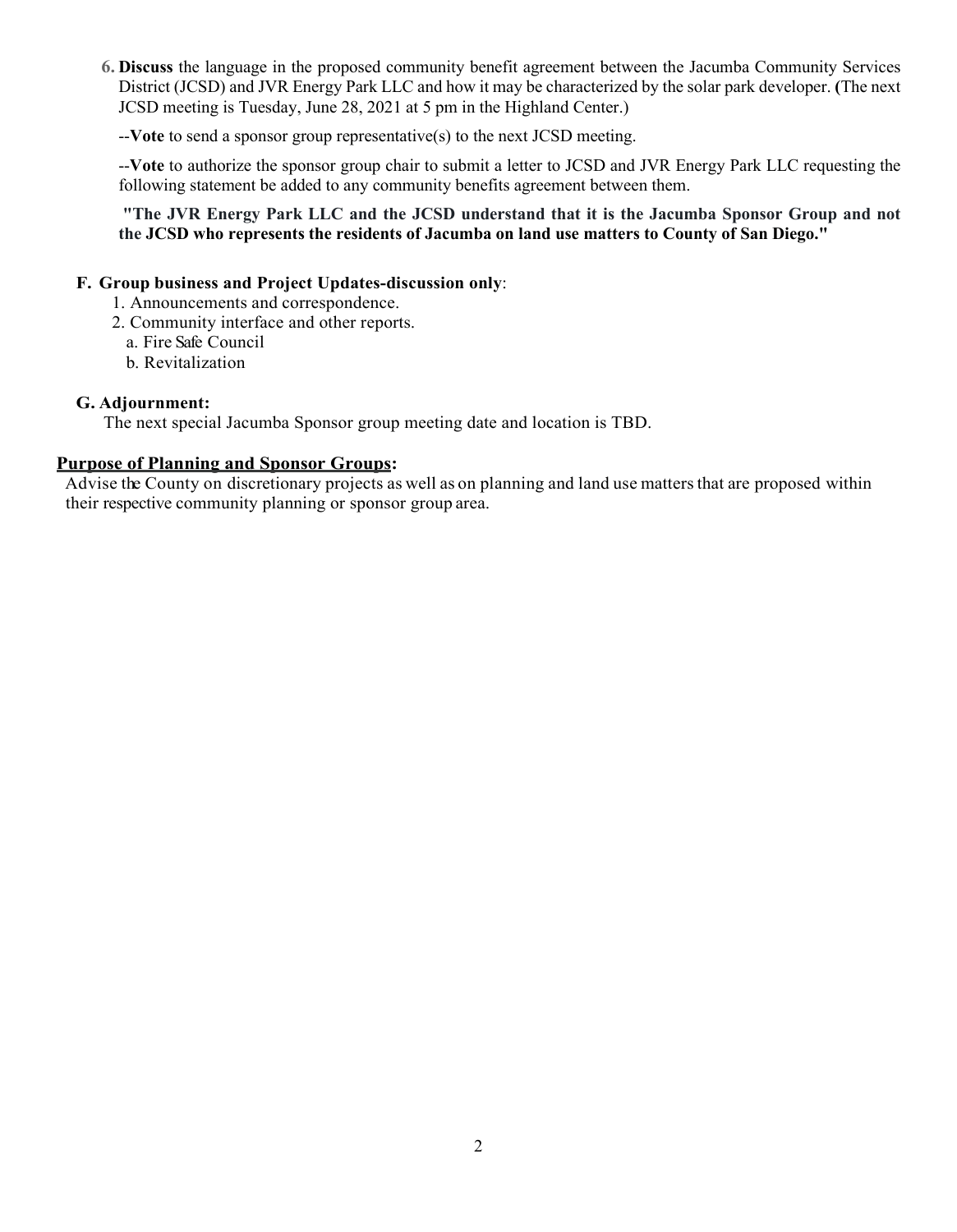6. **Discuss** the language in the proposed community benefit agreement between the Jacumba Community Services District (JCSD) and JVR Energy Park LLC and how it may be characterized by the solar park developer. **(**The next JCSD meeting is Tuesday, June 28, 2021 at 5 pm in the Highland Center.)

   --**Vote** to send a sponsor group representative(s) to the next JCSD meeting.

   --**Vote** to authorize the sponsor group chair to submit a letter to JCSD and JVR Energy Park LLC requesting the following statement be added to any community benefits agreement between them.

   **"The JVR Energy Park LLC and the JCSD understand that it is the Jacumba Sponsor Group and not the JCSD who represents the residents of Jacumba on land use matters to County of San Diego."**

**F. Group business and Project Updates-discussion only**:

1. Announcements and correspondence.
2. Community interface and other reports.
   a. Fire Safe Council
   b. Revitalization

**G. Adjournment:**

The next special Jacumba Sponsor group meeting date and location is TBD.

**Purpose of Planning and Sponsor Groups:**

Advise the County on discretionary projects as well as on planning and land use matters that are proposed within their respective community planning or sponsor group area.